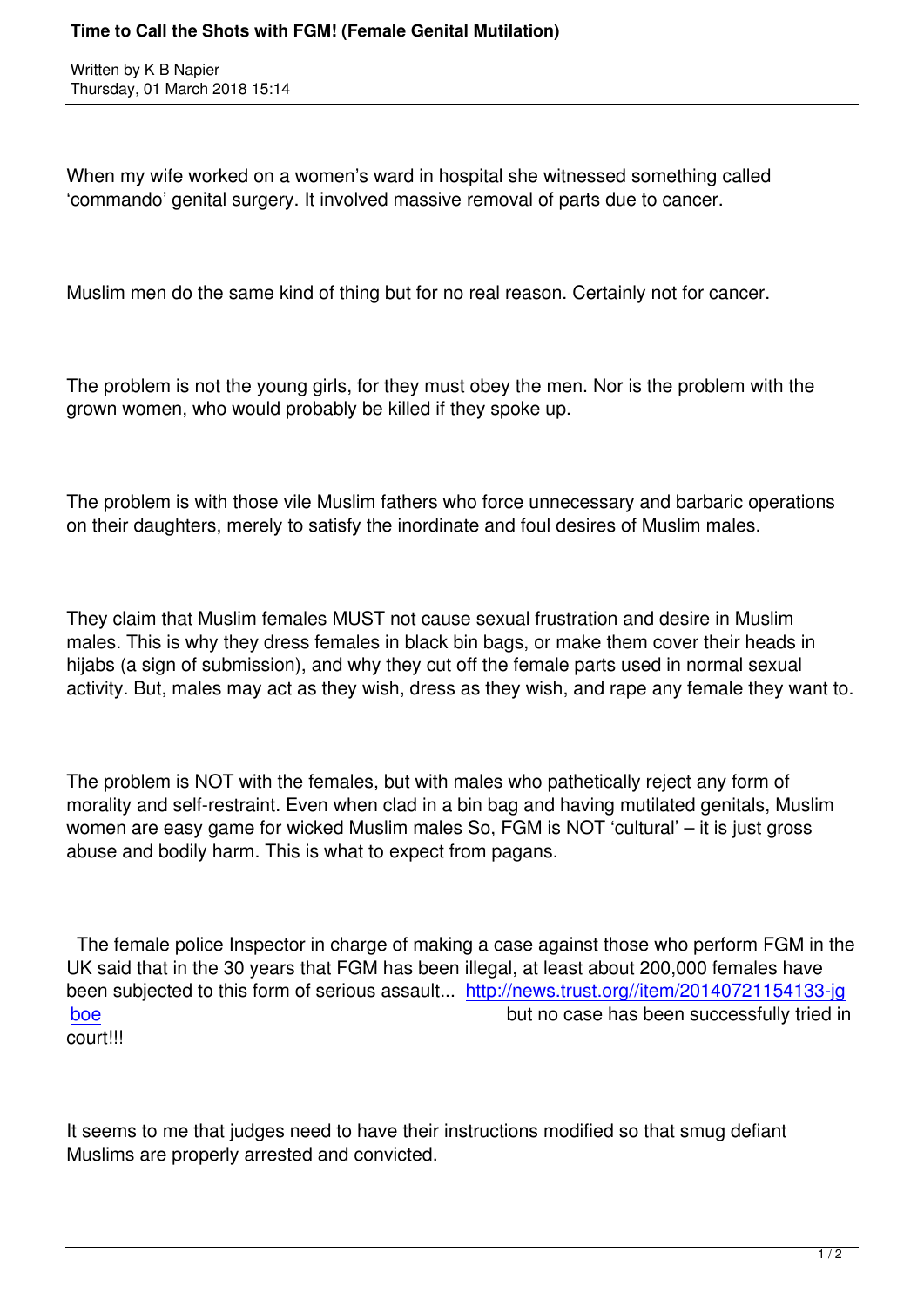# Time to Call the Shots with FGM! (Female Genital Mutilation)

Written by K B Napier
Thursday, 01 March 2018 15:14

When my wife worked on a women's ward in hospital she witnessed something called 'commando' genital surgery. It involved massive removal of parts due to cancer.

Muslim men do the same kind of thing but for no real reason. Certainly not for cancer.

The problem is not the young girls, for they must obey the men. Nor is the problem with the grown women, who would probably be killed if they spoke up.

The problem is with those vile Muslim fathers who force unnecessary and barbaric operations on their daughters, merely to satisfy the inordinate and foul desires of Muslim males.

They claim that Muslim females MUST not cause sexual frustration and desire in Muslim males. This is why they dress females in black bin bags, or make them cover their heads in hijabs (a sign of submission), and why they cut off the female parts used in normal sexual activity. But, males may act as they wish, dress as they wish, and rape any female they want to.

The problem is NOT with the females, but with males who pathetically reject any form of morality and self-restraint. Even when clad in a bin bag and having mutilated genitals, Muslim women are easy game for wicked Muslim males So, FGM is NOT 'cultural' – it is just gross abuse and bodily harm. This is what to expect from pagans.

The female police Inspector in charge of making a case against those who perform FGM in the UK said that in the 30 years that FGM has been illegal, at least about 200,000 females have been subjected to this form of serious assault... [http://news.trust.org//item/20140721154133-jgboe](http://news.trust.org//item/20140721154133-jgboe) but no case has been successfully tried in court!!!

It seems to me that judges need to have their instructions modified so that smug defiant Muslims are properly arrested and convicted.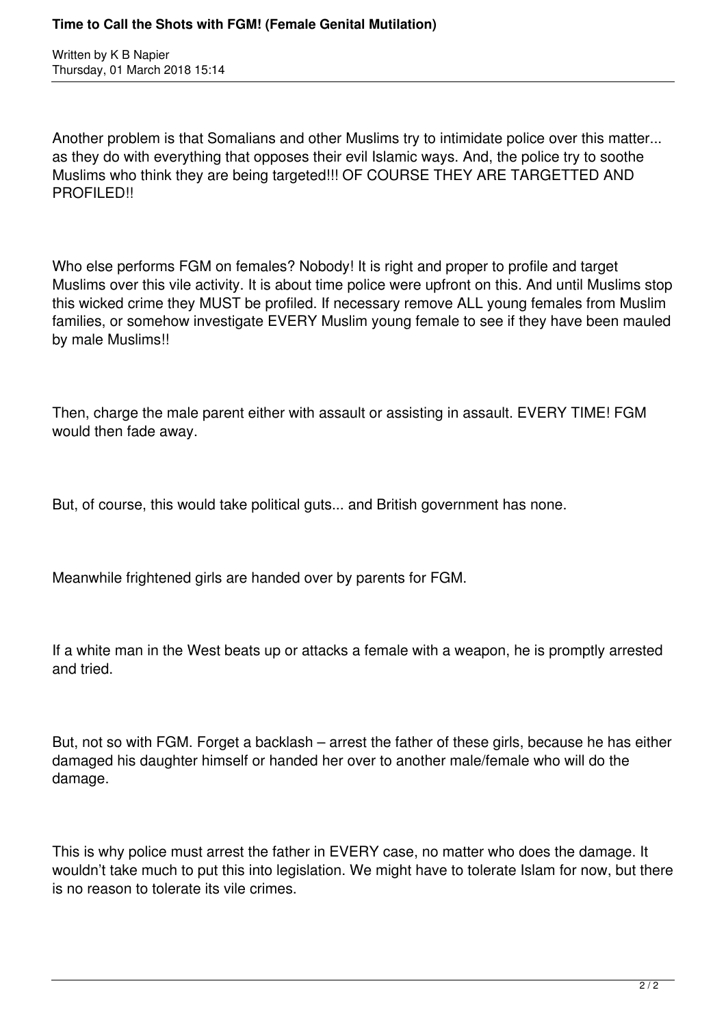Another problem is that Somalians and other Muslims try to intimidate police over this matter... as they do with everything that opposes their evil Islamic ways. And, the police try to soothe Muslims who think they are being targeted!!! OF COURSE THEY ARE TARGETTED AND PROFILED!!

Who else performs FGM on females? Nobody! It is right and proper to profile and target Muslims over this vile activity. It is about time police were upfront on this. And until Muslims stop this wicked crime they MUST be profiled. If necessary remove ALL young females from Muslim families, or somehow investigate EVERY Muslim young female to see if they have been mauled by male Muslims!!

Then, charge the male parent either with assault or assisting in assault. EVERY TIME! FGM would then fade away.

But, of course, this would take political guts... and British government has none.

Meanwhile frightened girls are handed over by parents for FGM.

If a white man in the West beats up or attacks a female with a weapon, he is promptly arrested and tried.

But, not so with FGM. Forget a backlash – arrest the father of these girls, because he has either damaged his daughter himself or handed her over to another male/female who will do the damage.

This is why police must arrest the father in EVERY case, no matter who does the damage. It wouldn't take much to put this into legislation. We might have to tolerate Islam for now, but there is no reason to tolerate its vile crimes.